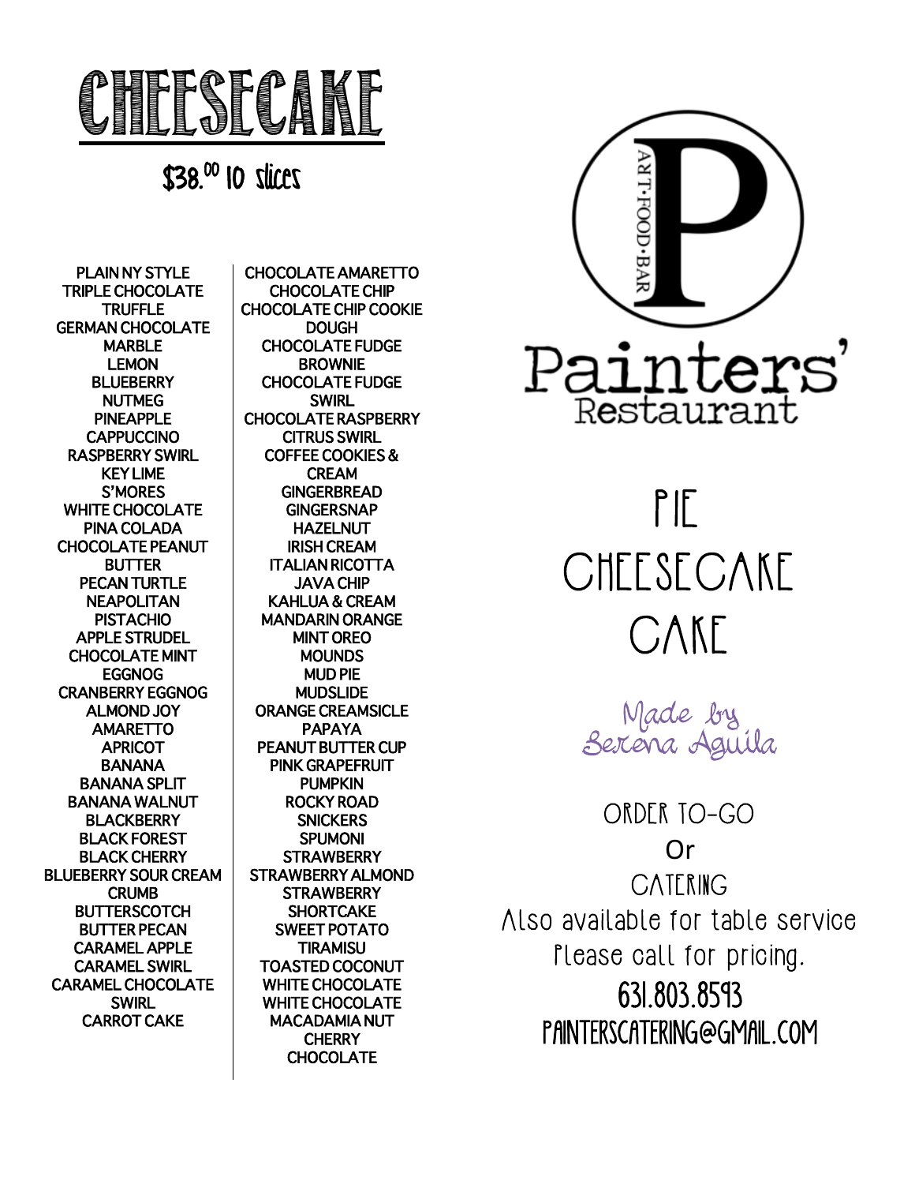# CHEESECAKE

## $38.00 10 slices

- PLAIN NY STYLE
- TRIPLE CHOCOLATE TRUFFLE
- GERMAN CHOCOLATE
- MARBLE
- LEMON
- BLUEBERRY
- NUTMEG
- PINEAPPLE
- CAPPUCCINO
- RASPBERRY SWIRL
- KEY LIME
- S'MORES
- WHITE CHOCOLATE
- PINA COLADA
- CHOCOLATE PEANUT BUTTER
- PECAN TURTLE
- NEAPOLITAN
- PISTACHIO
- APPLE STRUDEL
- CHOCOLATE MINT
- EGGNOG
- CRANBERRY EGGNOG
- ALMOND JOY
- AMARETTO
- APRICOT
- BANANA
- BANANA SPLIT
- BANANA WALNUT
- BLACKBERRY
- BLACK FOREST
- BLACK CHERRY
- BLUEBERRY SOUR CREAM CRUMB
- BUTTERSCOTCH
- BUTTER PECAN
- CARAMEL APPLE
- CARAMEL SWIRL
- CARAMEL CHOCOLATE SWIRL
- CARROT CAKE
- CHOCOLATE AMARETTO
- CHOCOLATE CHIP
- CHOCOLATE CHIP COOKIE DOUGH
- CHOCOLATE FUDGE BROWNIE
- CHOCOLATE FUDGE SWIRL
- CHOCOLATE RASPBERRY
- CITRUS SWIRL
- COFFEE COOKIES & CREAM
- GINGERBREAD
- GINGERSNAP
- HAZELNUT
- IRISH CREAM
- ITALIAN RICOTTA
- JAVA CHIP
- KAHLUA & CREAM
- MANDARIN ORANGE
- MINT OREO
- MOUNDS
- MUD PIE
- MUDSLIDE
- ORANGE CREAMSICLE
- PAPAYA
- PEANUT BUTTER CUP
- PINK GRAPEFRUIT
- PUMPKIN
- ROCKY ROAD
- SNICKERS
- SPUMONI
- STRAWBERRY
- STRAWBERRY ALMOND
- STRAWBERRY SHORTCAKE
- SWEET POTATO
- TIRAMISU
- TOASTED COCONUT
- WHITE CHOCOLATE
- WHITE CHOCOLATE MACADAMIA NUT
- CHERRY
- CHOCOLATE

P
ART·FOOD·BAR

Painters' Restaurant

# PIE
# CHEESECAKE
# CAKE

*Made by Serena Aguila*

ORDER TO-GO

Or

CATERING

Also available for table service

Please call for pricing.

631.803.8593

PAINTERSCATERING@GMAIL.COM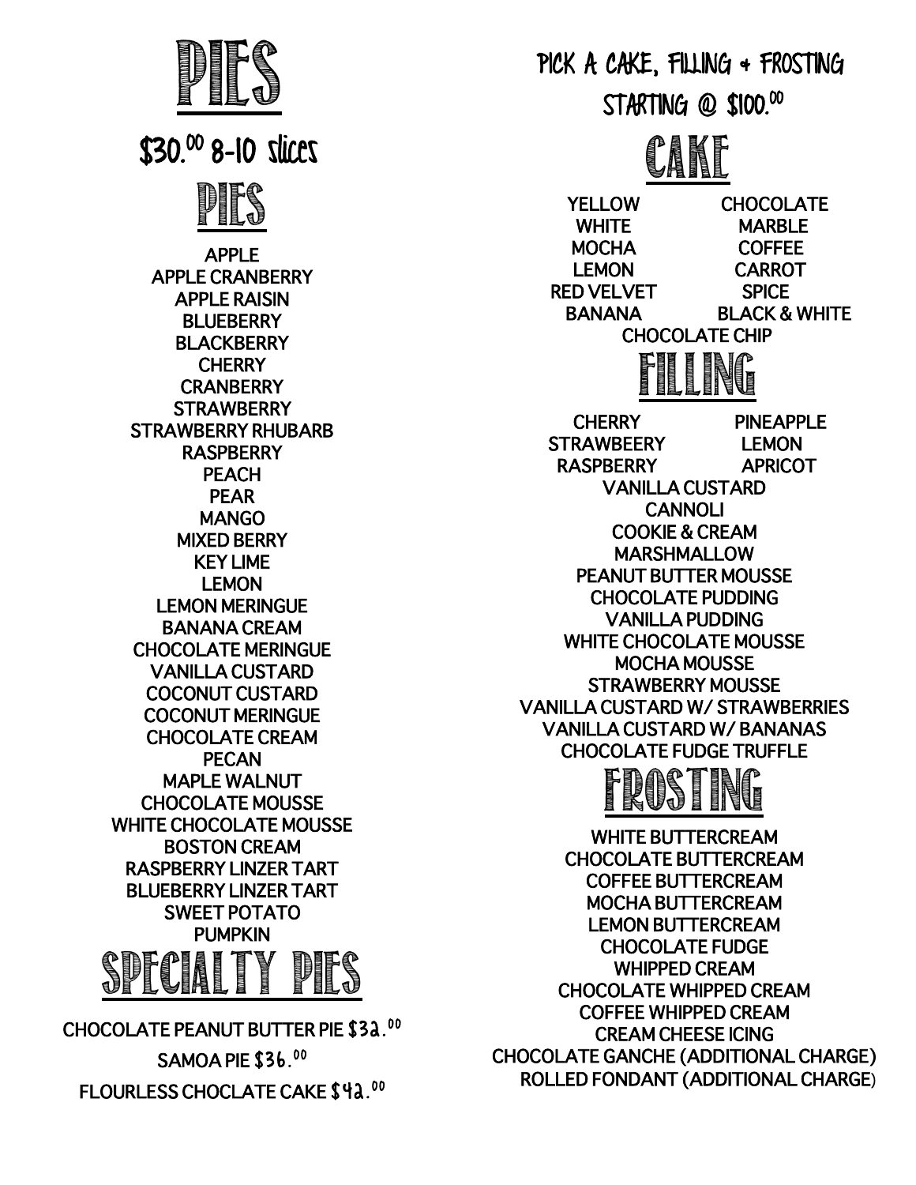# PIES

## $30.00 8-10 slices

## PIES

APPLE
APPLE CRANBERRY
APPLE RAISIN
BLUEBERRY
BLACKBERRY
CHERRY
CRANBERRY
STRAWBERRY
STRAWBERRY RHUBARB
RASPBERRY
PEACH
PEAR
MANGO
MIXED BERRY
KEY LIME
LEMON
LEMON MERINGUE
BANANA CREAM
CHOCOLATE MERINGUE
VANILLA CUSTARD
COCONUT CUSTARD
COCONUT MERINGUE
CHOCOLATE CREAM
PECAN
MAPLE WALNUT
CHOCOLATE MOUSSE
WHITE CHOCOLATE MOUSSE
BOSTON CREAM
RASPBERRY LINZER TART
BLUEBERRY LINZER TART
SWEET POTATO
PUMPKIN

## SPECIALTY PIES

CHOCOLATE PEANUT BUTTER PIE $32.00
SAMOA PIE $36.00
FLOURLESS CHOCLATE CAKE $42.00

# PICK A CAKE, FILLING & FROSTING STARTING @ $100.00

## CAKE

YELLOW
CHOCOLATE
WHITE
MARBLE
MOCHA
COFFEE
LEMON
CARROT
RED VELVET
SPICE
BANANA
BLACK & WHITE
CHOCOLATE CHIP

## FILLING

CHERRY
PINEAPPLE
STRAWBEERY
LEMON
RASPBERRY
APRICOT
VANILLA CUSTARD
CANNOLI
COOKIE & CREAM
MARSHMALLOW
PEANUT BUTTER MOUSSE
CHOCOLATE PUDDING
VANILLA PUDDING
WHITE CHOCOLATE MOUSSE
MOCHA MOUSSE
STRAWBERRY MOUSSE
VANILLA CUSTARD W/ STRAWBERRIES
VANILLA CUSTARD W/ BANANAS
CHOCOLATE FUDGE TRUFFLE

## FROSTING

WHITE BUTTERCREAM
CHOCOLATE BUTTERCREAM
COFFEE BUTTERCREAM
MOCHA BUTTERCREAM
LEMON BUTTERCREAM
CHOCOLATE FUDGE
WHIPPED CREAM
CHOCOLATE WHIPPED CREAM
COFFEE WHIPPED CREAM
CREAM CHEESE ICING
CHOCOLATE GANCHE (ADDITIONAL CHARGE)
ROLLED FONDANT (ADDITIONAL CHARGE)